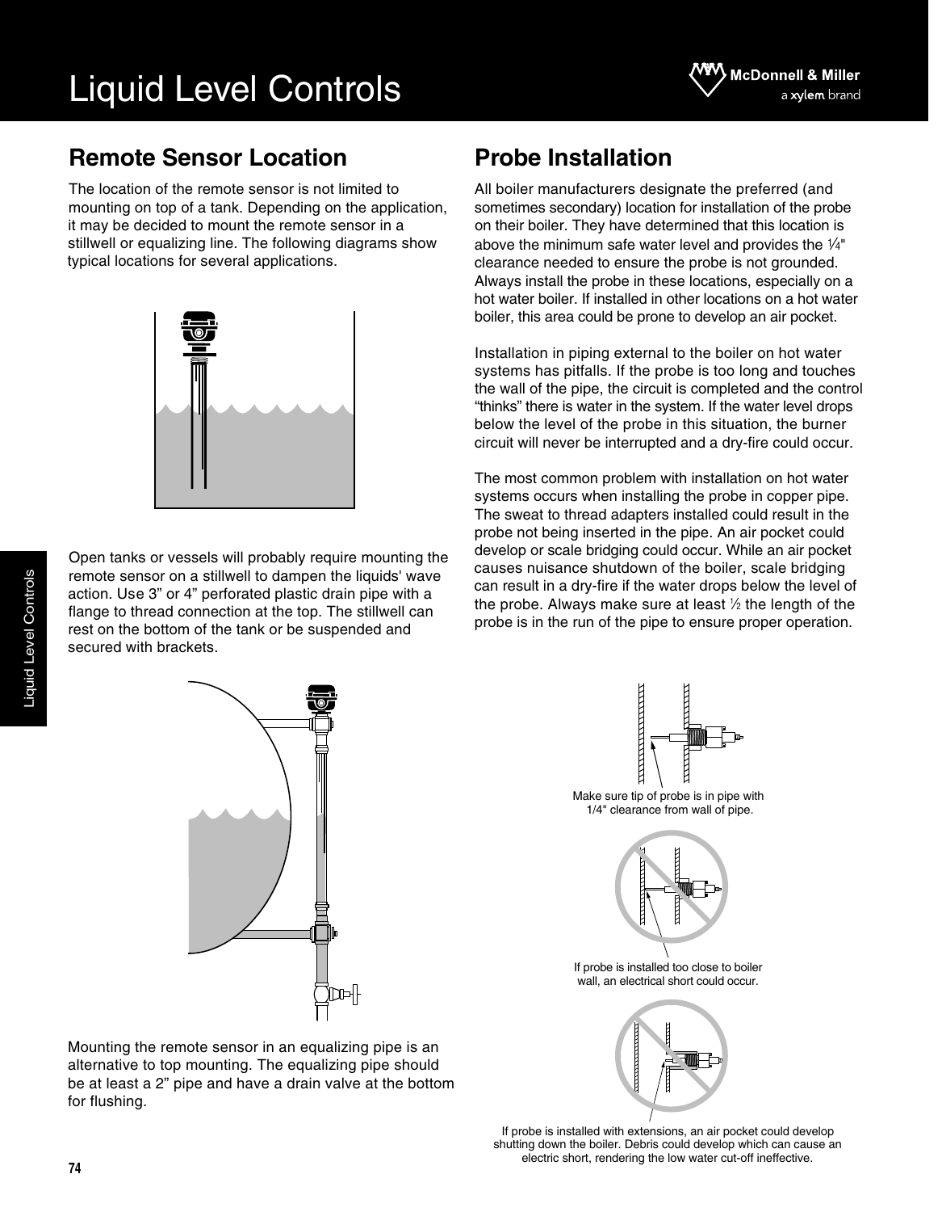# Liquid Level Controls

## Remote Sensor Location

The location of the remote sensor is not limited to mounting on top of a tank. Depending on the application, it may be decided to mount the remote sensor in a stillwell or equalizing line. The following diagrams show typical locations for several applications.

Open tanks or vessels will probably require mounting the remote sensor on a stillwell to dampen the liquids' wave action. Use 3" or 4" perforated plastic drain pipe with a flange to thread connection at the top. The stillwell can rest on the bottom of the tank or be suspended and secured with brackets.

Mounting the remote sensor in an equalizing pipe is an alternative to top mounting. The equalizing pipe should be at least a 2" pipe and have a drain valve at the bottom for flushing.

## Probe Installation

All boiler manufacturers designate the preferred (and sometimes secondary) location for installation of the probe on their boiler. They have determined that this location is above the minimum safe water level and provides the ¼" clearance needed to ensure the probe is not grounded. Always install the probe in these locations, especially on a hot water boiler. If installed in other locations on a hot water boiler, this area could be prone to develop an air pocket.

Installation in piping external to the boiler on hot water systems has pitfalls. If the probe is too long and touches the wall of the pipe, the circuit is completed and the control "thinks" there is water in the system. If the water level drops below the level of the probe in this situation, the burner circuit will never be interrupted and a dry-fire could occur.

The most common problem with installation on hot water systems occurs when installing the probe in copper pipe. The sweat to thread adapters installed could result in the probe not being inserted in the pipe. An air pocket could develop or scale bridging could occur. While an air pocket causes nuisance shutdown of the boiler, scale bridging can result in a dry-fire if the water drops below the level of the probe. Always make sure at least ½ the length of the probe is in the run of the pipe to ensure proper operation.

Make sure tip of probe is in pipe with 1/4" clearance from wall of pipe.

If probe is installed too close to boiler wall, an electrical short could occur.

If probe is installed with extensions, an air pocket could develop shutting down the boiler. Debris could develop which can cause an electric short, rendering the low water cut-off ineffective.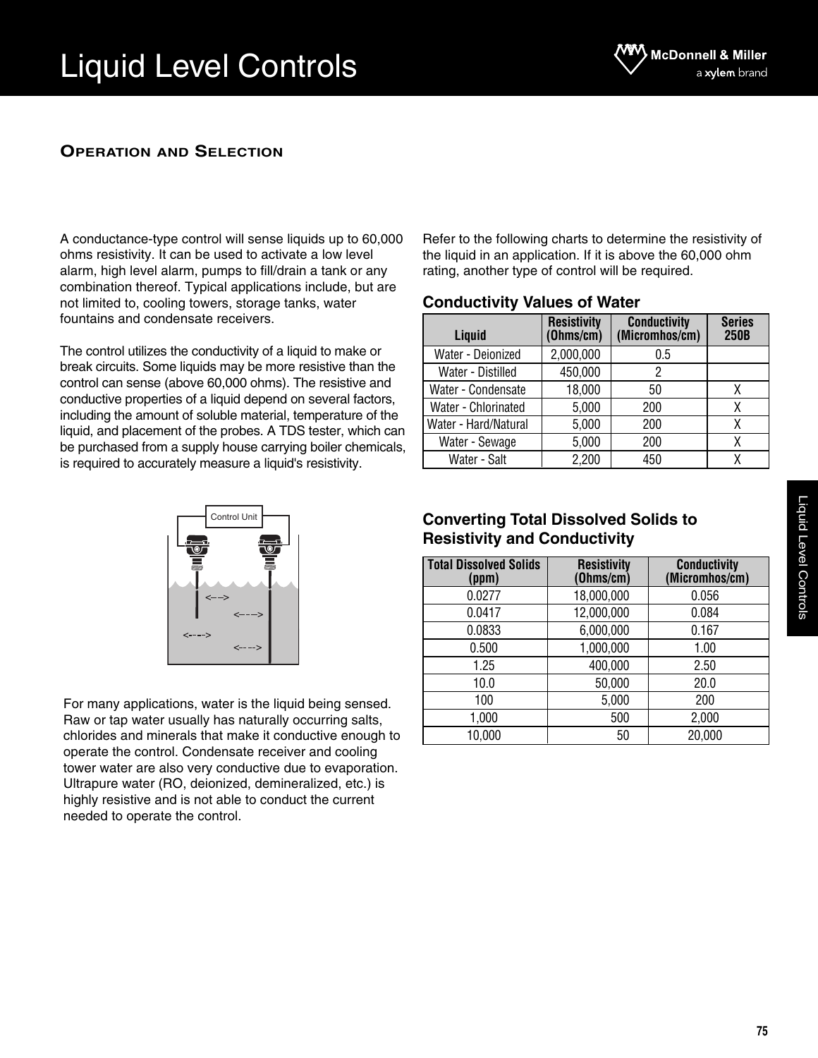# Liquid Level Controls

## Operation and Selection

A conductance-type control will sense liquids up to 60,000 ohms resistivity. It can be used to activate a low level alarm, high level alarm, pumps to fill/drain a tank or any combination thereof. Typical applications include, but are not limited to, cooling towers, storage tanks, water fountains and condensate receivers.

The control utilizes the conductivity of a liquid to make or break circuits. Some liquids may be more resistive than the control can sense (above 60,000 ohms). The resistive and conductive properties of a liquid depend on several factors, including the amount of soluble material, temperature of the liquid, and placement of the probes. A TDS tester, which can be purchased from a supply house carrying boiler chemicals, is required to accurately measure a liquid's resistivity.

Control Unit

For many applications, water is the liquid being sensed. Raw or tap water usually has naturally occurring salts, chlorides and minerals that make it conductive enough to operate the control. Condensate receiver and cooling tower water are also very conductive due to evaporation. Ultrapure water (RO, deionized, demineralized, etc.) is highly resistive and is not able to conduct the current needed to operate the control.

Refer to the following charts to determine the resistivity of the liquid in an application. If it is above the 60,000 ohm rating, another type of control will be required.

### Conductivity Values of Water

| Liquid | Resistivity (Ohms/cm) | Conductivity (Micromhos/cm) | Series 250B |
|---|---|---|---|
| Water - Deionized | 2,000,000 | 0.5 | |
| Water - Distilled | 450,000 | 2 | |
| Water - Condensate | 18,000 | 50 | X |
| Water - Chlorinated | 5,000 | 200 | X |
| Water - Hard/Natural | 5,000 | 200 | X |
| Water - Sewage | 5,000 | 200 | X |
| Water - Salt | 2,200 | 450 | X |

### Converting Total Dissolved Solids to Resistivity and Conductivity

| Total Dissolved Solids (ppm) | Resistivity (Ohms/cm) | Conductivity (Micromhos/cm) |
|---|---|---|
| 0.0277 | 18,000,000 | 0.056 |
| 0.0417 | 12,000,000 | 0.084 |
| 0.0833 | 6,000,000 | 0.167 |
| 0.500 | 1,000,000 | 1.00 |
| 1.25 | 400,000 | 2.50 |
| 10.0 | 50,000 | 20.0 |
| 100 | 5,000 | 200 |
| 1,000 | 500 | 2,000 |
| 10,000 | 50 | 20,000 |